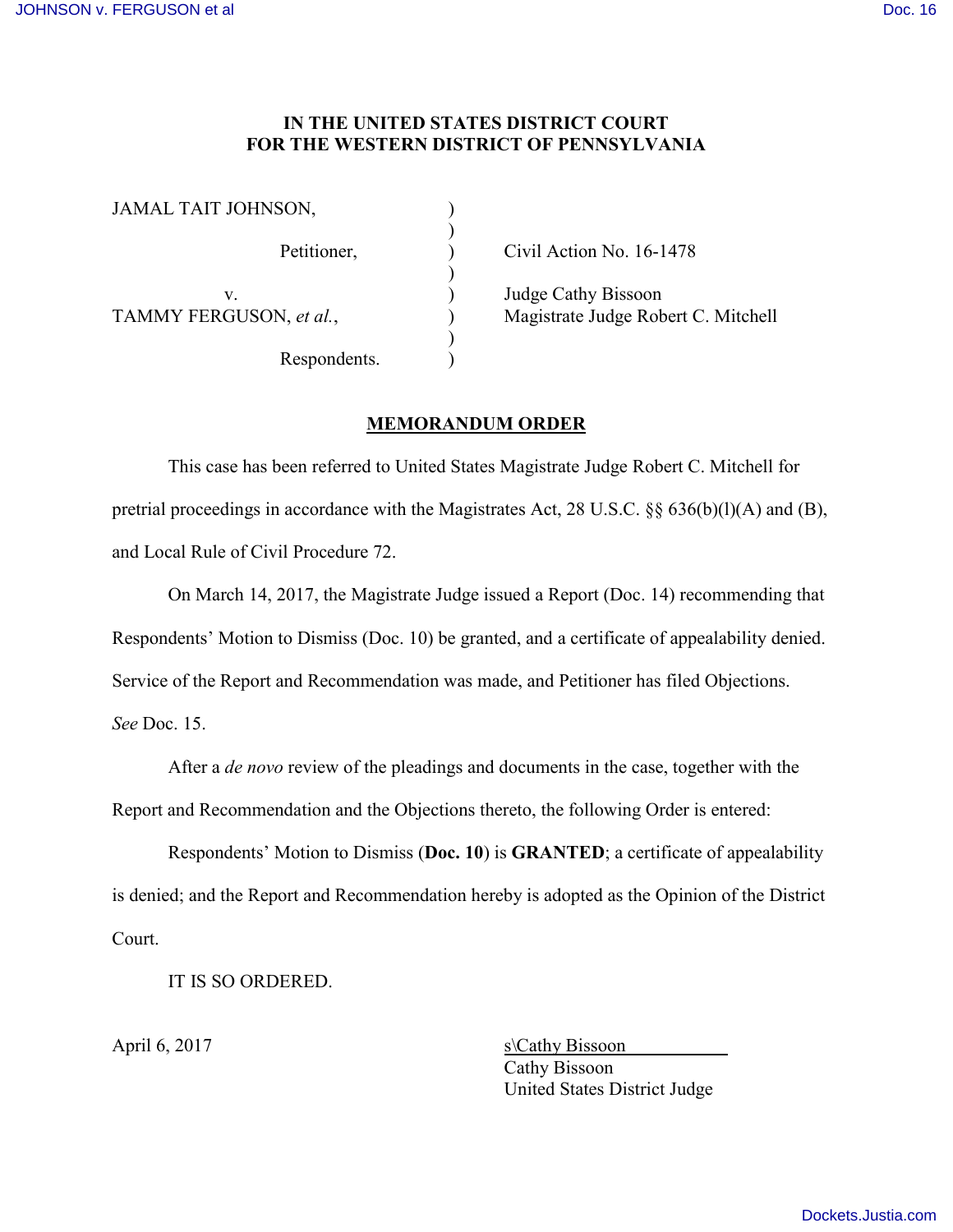# IN THE UNITED STATES DISTRICT COURT FOR THE WESTERN DISTRICT OF PENNSYLVANIA

JAMAL TAIT JOHNSON,

Petitioner,

v.

TAMMY FERGUSON, *et al.*,

Respondents.

Civil Action No. 16-1478

Judge Cathy Bissoon
Magistrate Judge Robert C. Mitchell

## MEMORANDUM ORDER

This case has been referred to United States Magistrate Judge Robert C. Mitchell for pretrial proceedings in accordance with the Magistrates Act, 28 U.S.C. §§ 636(b)(l)(A) and (B), and Local Rule of Civil Procedure 72.

On March 14, 2017, the Magistrate Judge issued a Report (Doc. 14) recommending that Respondents' Motion to Dismiss (Doc. 10) be granted, and a certificate of appealability denied. Service of the Report and Recommendation was made, and Petitioner has filed Objections. *See* Doc. 15.

After a *de novo* review of the pleadings and documents in the case, together with the Report and Recommendation and the Objections thereto, the following Order is entered:

Respondents' Motion to Dismiss (**Doc. 10**) is **GRANTED**; a certificate of appealability is denied; and the Report and Recommendation hereby is adopted as the Opinion of the District Court.

IT IS SO ORDERED.

April 6, 2017

s\Cathy Bissoon
Cathy Bissoon
United States District Judge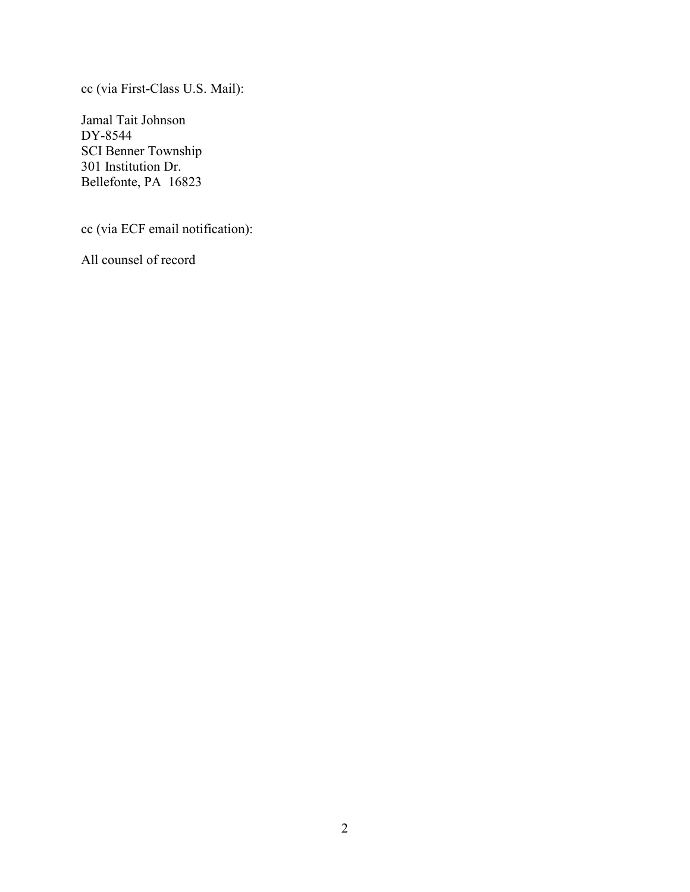cc (via First-Class U.S. Mail):

Jamal Tait Johnson
DY-8544
SCI Benner Township
301 Institution Dr.
Bellefonte, PA 16823

cc (via ECF email notification):

All counsel of record